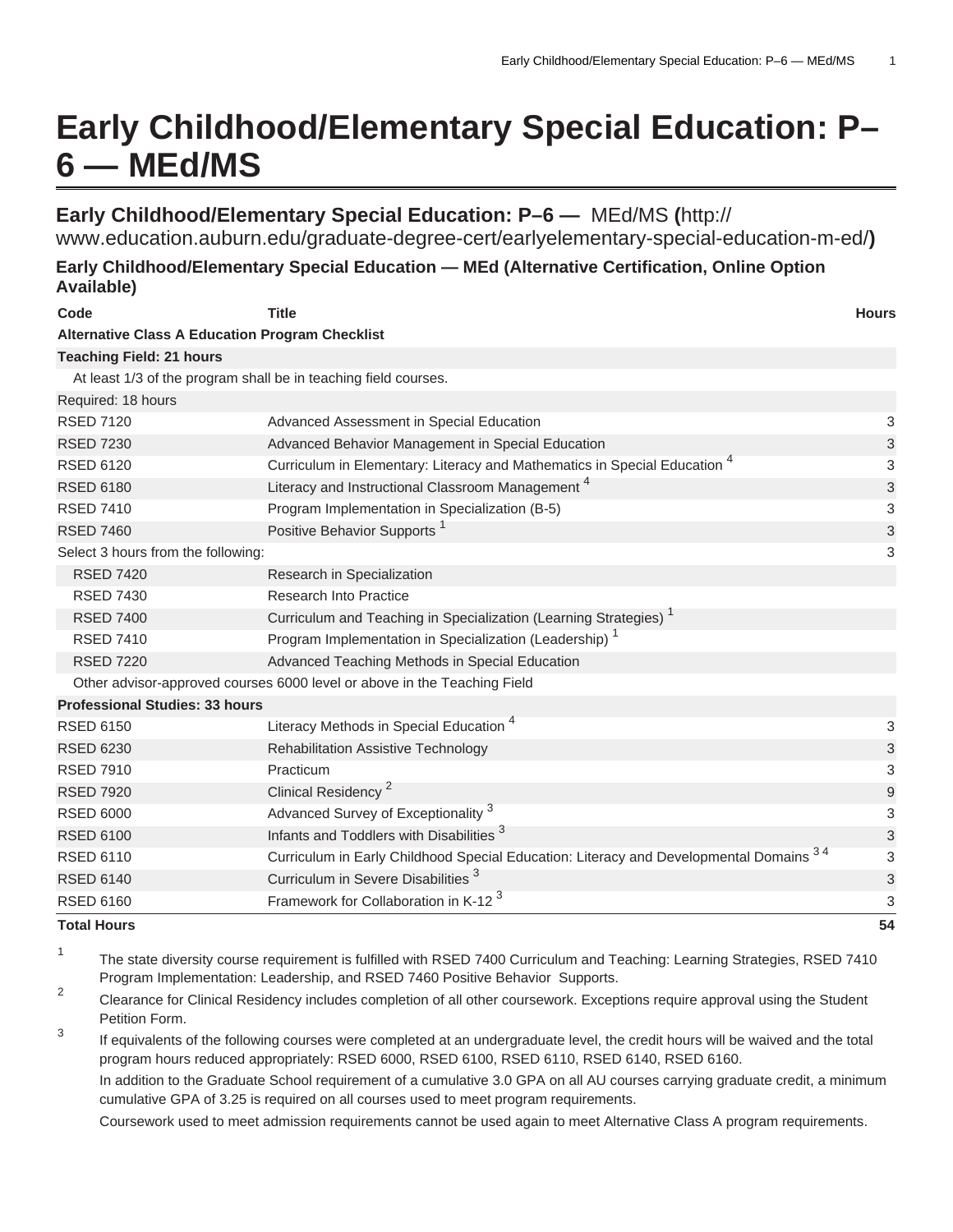# Early Childhood/Elementary Special Education: P–6 — MEd/MS

## Early Childhood/Elementary Special Education: P–6 — MEd/MS (http://www.education.auburn.edu/graduate-degree-cert/earlyelementary-special-education-m-ed/)

### Early Childhood/Elementary Special Education — MEd (Alternative Certification, Online Option Available)

| Code | Title | Hours |
|---|---|---|
| **Alternative Class A Education Program Checklist** | | |
| **Teaching Field: 21 hours** | | |
| At least 1/3 of the program shall be in teaching field courses. | | |
| Required: 18 hours | | |
| RSED 7120 | Advanced Assessment in Special Education | 3 |
| RSED 7230 | Advanced Behavior Management in Special Education | 3 |
| RSED 6120 | Curriculum in Elementary: Literacy and Mathematics in Special Education [4] | 3 |
| RSED 6180 | Literacy and Instructional Classroom Management [4] | 3 |
| RSED 7410 | Program Implementation in Specialization (B-5) | 3 |
| RSED 7460 | Positive Behavior Supports [1] | 3 |
| Select 3 hours from the following: | | 3 |
| RSED 7420 | Research in Specialization | |
| RSED 7430 | Research Into Practice | |
| RSED 7400 | Curriculum and Teaching in Specialization (Learning Strategies) [1] | |
| RSED 7410 | Program Implementation in Specialization (Leadership) [1] | |
| RSED 7220 | Advanced Teaching Methods in Special Education | |
| Other advisor-approved courses 6000 level or above in the Teaching Field | | |
| **Professional Studies: 33 hours** | | |
| RSED 6150 | Literacy Methods in Special Education [4] | 3 |
| RSED 6230 | Rehabilitation Assistive Technology | 3 |
| RSED 7910 | Practicum | 3 |
| RSED 7920 | Clinical Residency [2] | 9 |
| RSED 6000 | Advanced Survey of Exceptionality [3] | 3 |
| RSED 6100 | Infants and Toddlers with Disabilities [3] | 3 |
| RSED 6110 | Curriculum in Early Childhood Special Education: Literacy and Developmental Domains [3,4] | 3 |
| RSED 6140 | Curriculum in Severe Disabilities [3] | 3 |
| RSED 6160 | Framework for Collaboration in K-12 [3] | 3 |
| **Total Hours** | | **54** |

1. The state diversity course requirement is fulfilled with RSED 7400 Curriculum and Teaching: Learning Strategies, RSED 7410 Program Implementation: Leadership, and RSED 7460 Positive Behavior Supports.
2. Clearance for Clinical Residency includes completion of all other coursework. Exceptions require approval using the Student Petition Form.
3. If equivalents of the following courses were completed at an undergraduate level, the credit hours will be waived and the total program hours reduced appropriately: RSED 6000, RSED 6100, RSED 6110, RSED 6140, RSED 6160.

   In addition to the Graduate School requirement of a cumulative 3.0 GPA on all AU courses carrying graduate credit, a minimum cumulative GPA of 3.25 is required on all courses used to meet program requirements.

   Coursework used to meet admission requirements cannot be used again to meet Alternative Class A program requirements.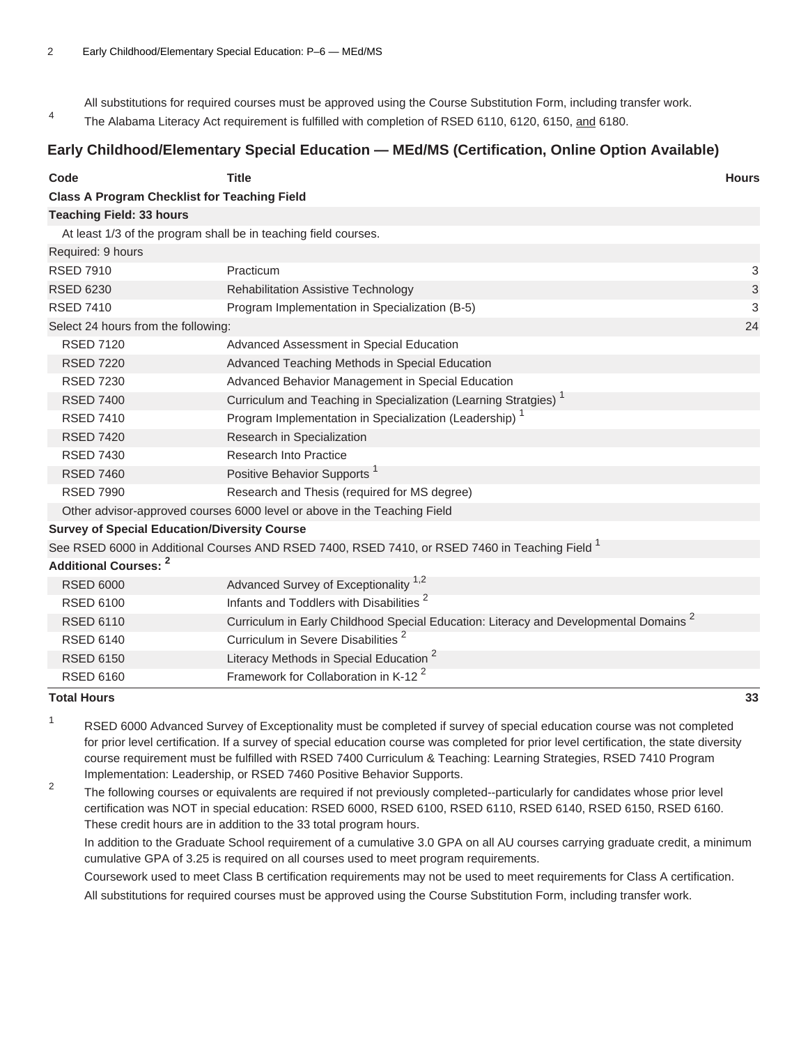All substitutions for required courses must be approved using the Course Substitution Form, including transfer work.

4 The Alabama Literacy Act requirement is fulfilled with completion of RSED 6110, 6120, 6150, and 6180.

## Early Childhood/Elementary Special Education — MEd/MS (Certification, Online Option Available)

| Code | Title | Hours |
|---|---|---|
| **Class A Program Checklist for Teaching Field** | | |
| **Teaching Field: 33 hours** | | |
| At least 1/3 of the program shall be in teaching field courses. | | |
| Required: 9 hours | | |
| RSED 7910 | Practicum | 3 |
| RSED 6230 | Rehabilitation Assistive Technology | 3 |
| RSED 7410 | Program Implementation in Specialization (B-5) | 3 |
| Select 24 hours from the following: | | 24 |
| RSED 7120 | Advanced Assessment in Special Education | |
| RSED 7220 | Advanced Teaching Methods in Special Education | |
| RSED 7230 | Advanced Behavior Management in Special Education | |
| RSED 7400 | Curriculum and Teaching in Specialization (Learning Stratgies) [1] | |
| RSED 7410 | Program Implementation in Specialization (Leadership) [1] | |
| RSED 7420 | Research in Specialization | |
| RSED 7430 | Research Into Practice | |
| RSED 7460 | Positive Behavior Supports [1] | |
| RSED 7990 | Research and Thesis (required for MS degree) | |
| Other advisor-approved courses 6000 level or above in the Teaching Field | | |
| **Survey of Special Education/Diversity Course** | | |
| See RSED 6000 in Additional Courses AND RSED 7400, RSED 7410, or RSED 7460 in Teaching Field [1] | | |
| **Additional Courses: [2]** | | |
| RSED 6000 | Advanced Survey of Exceptionality [1,2] | |
| RSED 6100 | Infants and Toddlers with Disabilities [2] | |
| RSED 6110 | Curriculum in Early Childhood Special Education: Literacy and Developmental Domains [2] | |
| RSED 6140 | Curriculum in Severe Disabilities [2] | |
| RSED 6150 | Literacy Methods in Special Education [2] | |
| RSED 6160 | Framework for Collaboration in K-12 [2] | |
| **Total Hours** | | **33** |

1 RSED 6000 Advanced Survey of Exceptionality must be completed if survey of special education course was not completed for prior level certification. If a survey of special education course was completed for prior level certification, the state diversity course requirement must be fulfilled with RSED 7400 Curriculum & Teaching: Learning Strategies, RSED 7410 Program Implementation: Leadership, or RSED 7460 Positive Behavior Supports.

2 The following courses or equivalents are required if not previously completed--particularly for candidates whose prior level certification was NOT in special education: RSED 6000, RSED 6100, RSED 6110, RSED 6140, RSED 6150, RSED 6160. These credit hours are in addition to the 33 total program hours.

In addition to the Graduate School requirement of a cumulative 3.0 GPA on all AU courses carrying graduate credit, a minimum cumulative GPA of 3.25 is required on all courses used to meet program requirements.

Coursework used to meet Class B certification requirements may not be used to meet requirements for Class A certification.

All substitutions for required courses must be approved using the Course Substitution Form, including transfer work.